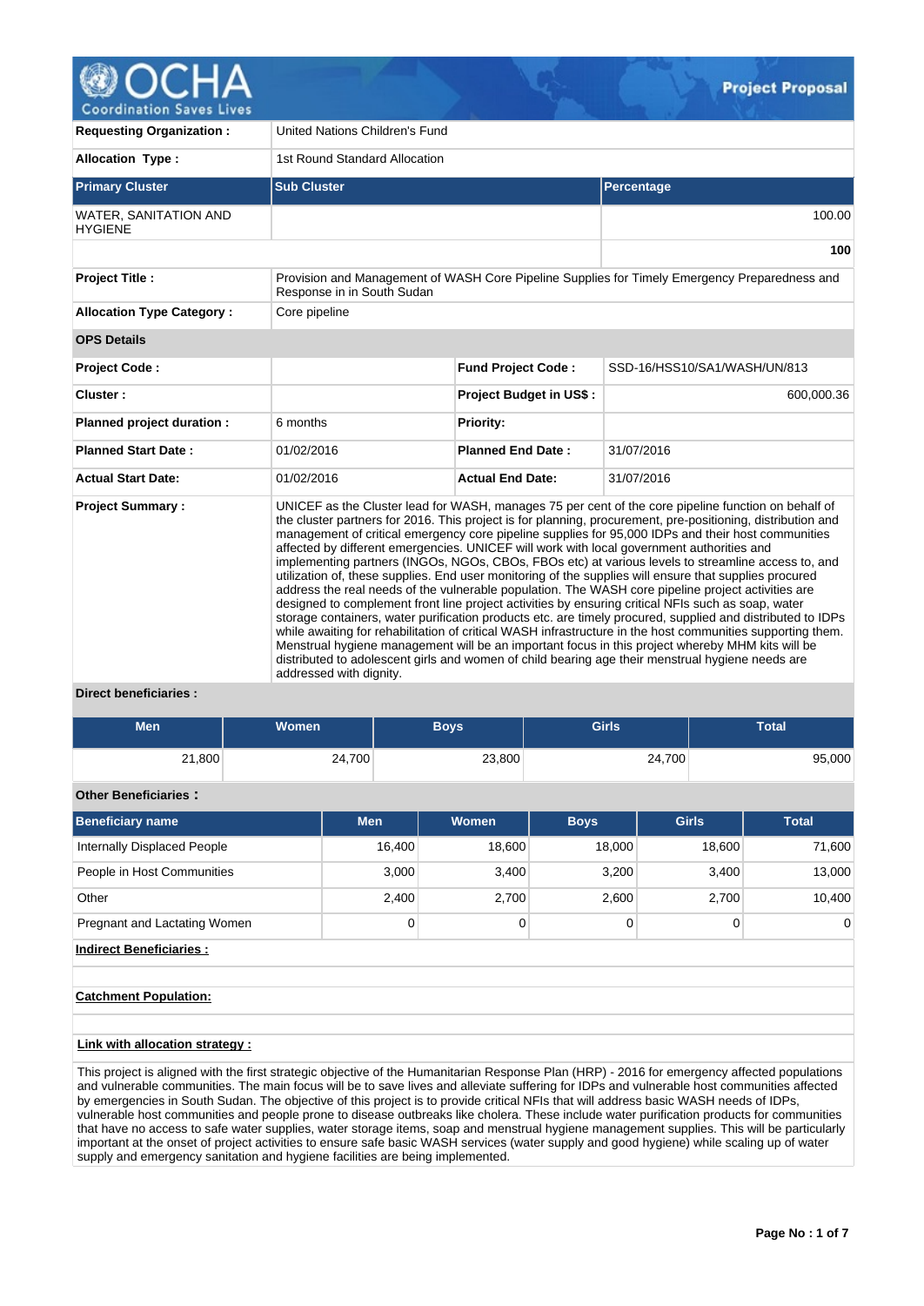# Project Proposal

| | | | |
|---|---|---|---|
| **Requesting Organization :** | United Nations Children's Fund | | |
| **Allocation Type :** | 1st Round Standard Allocation | | |

| Primary Cluster | Sub Cluster | Percentage |
|---|---|---|
| WATER, SANITATION AND HYGIENE | | 100.00 |
| | | **100** |

| | |
|---|---|
| **Project Title :** | Provision and Management of WASH Core Pipeline Supplies for Timely Emergency Preparedness and Response in in South Sudan |
| **Allocation Type Category :** | Core pipeline |

**OPS Details**

| | | | |
|---|---|---|---|
| **Project Code :** | | **Fund Project Code :** | SSD-16/HSS10/SA1/WASH/UN/813 |
| **Cluster :** | | **Project Budget in US$ :** | 600,000.36 |
| **Planned project duration :** | 6 months | **Priority:** | |
| **Planned Start Date :** | 01/02/2016 | **Planned End Date :** | 31/07/2016 |
| **Actual Start Date:** | 01/02/2016 | **Actual End Date:** | 31/07/2016 |

**Project Summary :**

UNICEF as the Cluster lead for WASH, manages 75 per cent of the core pipeline function on behalf of the cluster partners for 2016. This project is for planning, procurement, pre-positioning, distribution and management of critical emergency core pipeline supplies for 95,000 IDPs and their host communities affected by different emergencies. UNICEF will work with local government authorities and implementing partners (INGOs, NGOs, CBOs, FBOs etc) at various levels to streamline access to, and utilization of, these supplies. End user monitoring of the supplies will ensure that supplies procured address the real needs of the vulnerable population. The WASH core pipeline project activities are designed to complement front line project activities by ensuring critical NFIs such as soap, water storage containers, water purification products etc. are timely procured, supplied and distributed to IDPs while awaiting for rehabilitation of critical WASH infrastructure in the host communities supporting them. Menstrual hygiene management will be an important focus in this project whereby MHM kits will be distributed to adolescent girls and women of child bearing age their menstrual hygiene needs are addressed with dignity.

**Direct beneficiaries :**

| Men | Women | Boys | Girls | Total |
|---|---|---|---|---|
| 21,800 | 24,700 | 23,800 | 24,700 | 95,000 |

**Other Beneficiaries :**

| Beneficiary name | Men | Women | Boys | Girls | Total |
|---|---|---|---|---|---|
| Internally Displaced People | 16,400 | 18,600 | 18,000 | 18,600 | 71,600 |
| People in Host Communities | 3,000 | 3,400 | 3,200 | 3,400 | 13,000 |
| Other | 2,400 | 2,700 | 2,600 | 2,700 | 10,400 |
| Pregnant and Lactating Women | 0 | 0 | 0 | 0 | 0 |

**Indirect Beneficiaries :**

**Catchment Population:**

**Link with allocation strategy :**

This project is aligned with the first strategic objective of the Humanitarian Response Plan (HRP) - 2016 for emergency affected populations and vulnerable communities. The main focus will be to save lives and alleviate suffering for IDPs and vulnerable host communities affected by emergencies in South Sudan. The objective of this project is to provide critical NFIs that will address basic WASH needs of IDPs, vulnerable host communities and people prone to disease outbreaks like cholera. These include water purification products for communities that have no access to safe water supplies, water storage items, soap and menstrual hygiene management supplies. This will be particularly important at the onset of project activities to ensure safe basic WASH services (water supply and good hygiene) while scaling up of water supply and emergency sanitation and hygiene facilities are being implemented.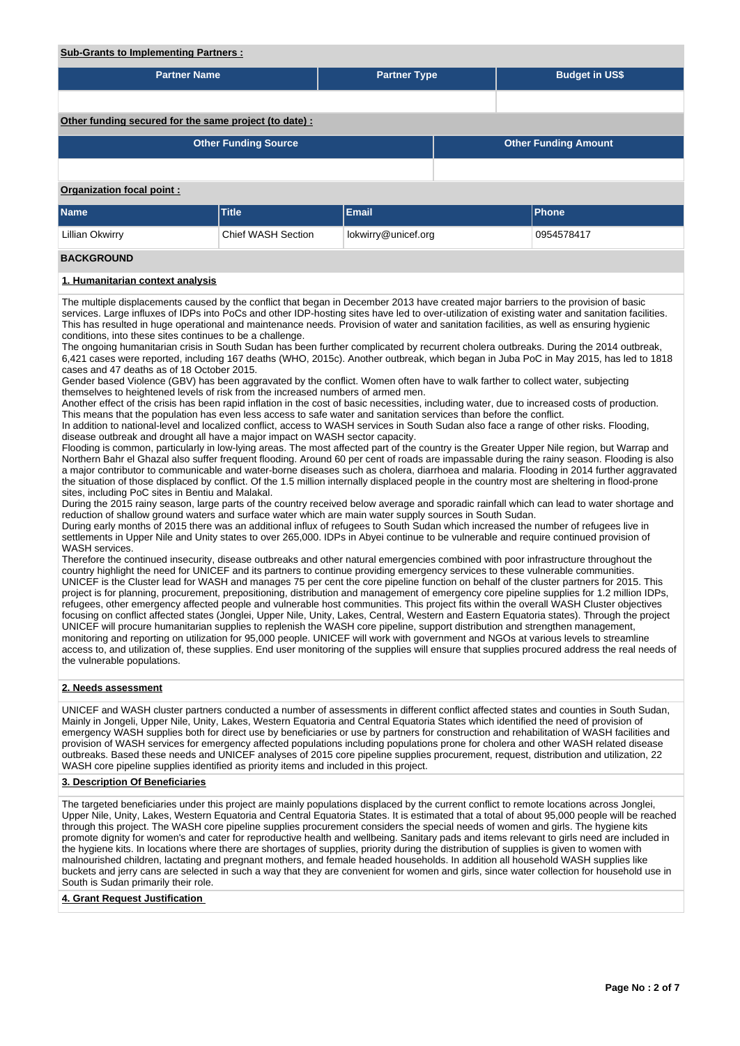**Sub-Grants to Implementing Partners :**

| Partner Name | Partner Type | Budget in US$ |
|---|---|---|
| | | |

**Other funding secured for the same project (to date) :**

| Other Funding Source | Other Funding Amount |
|---|---|
| | |

**Organization focal point :**

| Name | Title | Email | Phone |
|---|---|---|---|
| Lillian Okwirry | Chief WASH Section | lokwirry@unicef.org | 0954578417 |

## BACKGROUND

### 1. Humanitarian context analysis

The multiple displacements caused by the conflict that began in December 2013 have created major barriers to the provision of basic services. Large influxes of IDPs into PoCs and other IDP-hosting sites have led to over-utilization of existing water and sanitation facilities. This has resulted in huge operational and maintenance needs. Provision of water and sanitation facilities, as well as ensuring hygienic conditions, into these sites continues to be a challenge.
The ongoing humanitarian crisis in South Sudan has been further complicated by recurrent cholera outbreaks. During the 2014 outbreak, 6,421 cases were reported, including 167 deaths (WHO, 2015c). Another outbreak, which began in Juba PoC in May 2015, has led to 1818 cases and 47 deaths as of 18 October 2015.
Gender based Violence (GBV) has been aggravated by the conflict. Women often have to walk farther to collect water, subjecting themselves to heightened levels of risk from the increased numbers of armed men.
Another effect of the crisis has been rapid inflation in the cost of basic necessities, including water, due to increased costs of production. This means that the population has even less access to safe water and sanitation services than before the conflict.
In addition to national-level and localized conflict, access to WASH services in South Sudan also face a range of other risks. Flooding, disease outbreak and drought all have a major impact on WASH sector capacity.
Flooding is common, particularly in low-lying areas. The most affected part of the country is the Greater Upper Nile region, but Warrap and Northern Bahr el Ghazal also suffer frequent flooding. Around 60 per cent of roads are impassable during the rainy season. Flooding is also a major contributor to communicable and water-borne diseases such as cholera, diarrhoea and malaria. Flooding in 2014 further aggravated the situation of those displaced by conflict. Of the 1.5 million internally displaced people in the country most are sheltering in flood-prone sites, including PoC sites in Bentiu and Malakal.
During the 2015 rainy season, large parts of the country received below average and sporadic rainfall which can lead to water shortage and reduction of shallow ground waters and surface water which are main water supply sources in South Sudan.
During early months of 2015 there was an additional influx of refugees to South Sudan which increased the number of refugees live in settlements in Upper Nile and Unity states to over 265,000. IDPs in Abyei continue to be vulnerable and require continued provision of WASH services.
Therefore the continued insecurity, disease outbreaks and other natural emergencies combined with poor infrastructure throughout the country highlight the need for UNICEF and its partners to continue providing emergency services to these vulnerable communities.
UNICEF is the Cluster lead for WASH and manages 75 per cent the core pipeline function on behalf of the cluster partners for 2015. This project is for planning, procurement, prepositioning, distribution and management of emergency core pipeline supplies for 1.2 million IDPs, refugees, other emergency affected people and vulnerable host communities. This project fits within the overall WASH Cluster objectives focusing on conflict affected states (Jonglei, Upper Nile, Unity, Lakes, Central, Western and Eastern Equatoria states). Through the project UNICEF will procure humanitarian supplies to replenish the WASH core pipeline, support distribution and strengthen management, monitoring and reporting on utilization for 95,000 people. UNICEF will work with government and NGOs at various levels to streamline access to, and utilization of, these supplies. End user monitoring of the supplies will ensure that supplies procured address the real needs of the vulnerable populations.

### 2. Needs assessment

UNICEF and WASH cluster partners conducted a number of assessments in different conflict affected states and counties in South Sudan, Mainly in Jongeli, Upper Nile, Unity, Lakes, Western Equatoria and Central Equatoria States which identified the need of provision of emergency WASH supplies both for direct use by beneficiaries or use by partners for construction and rehabilitation of WASH facilities and provision of WASH services for emergency affected populations including populations prone for cholera and other WASH related disease outbreaks. Based these needs and UNICEF analyses of 2015 core pipeline supplies procurement, request, distribution and utilization, 22 WASH core pipeline supplies identified as priority items and included in this project.

### 3. Description Of Beneficiaries

The targeted beneficiaries under this project are mainly populations displaced by the current conflict to remote locations across Jonglei, Upper Nile, Unity, Lakes, Western Equatoria and Central Equatoria States. It is estimated that a total of about 95,000 people will be reached through this project. The WASH core pipeline supplies procurement considers the special needs of women and girls. The hygiene kits promote dignity for women's and cater for reproductive health and wellbeing. Sanitary pads and items relevant to girls need are included in the hygiene kits. In locations where there are shortages of supplies, priority during the distribution of supplies is given to women with malnourished children, lactating and pregnant mothers, and female headed households. In addition all household WASH supplies like buckets and jerry cans are selected in such a way that they are convenient for women and girls, since water collection for household use in South is Sudan primarily their role.

### 4. Grant Request Justification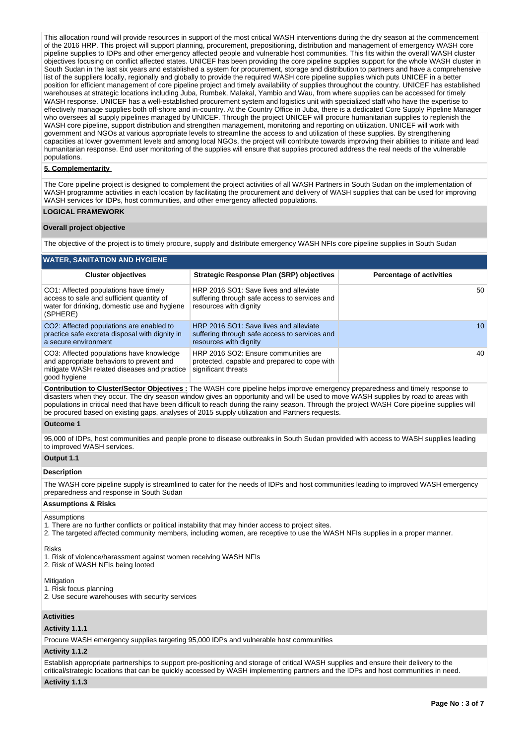This allocation round will provide resources in support of the most critical WASH interventions during the dry season at the commencement of the 2016 HRP. This project will support planning, procurement, prepositioning, distribution and management of emergency WASH core pipeline supplies to IDPs and other emergency affected people and vulnerable host communities. This fits within the overall WASH cluster objectives focusing on conflict affected states. UNICEF has been providing the core pipeline supplies support for the whole WASH cluster in South Sudan in the last six years and established a system for procurement, storage and distribution to partners and have a comprehensive list of the suppliers locally, regionally and globally to provide the required WASH core pipeline supplies which puts UNICEF in a better position for efficient management of core pipeline project and timely availability of supplies throughout the country. UNICEF has established warehouses at strategic locations including Juba, Rumbek, Malakal, Yambio and Wau, from where supplies can be accessed for timely WASH response. UNICEF has a well-established procurement system and logistics unit with specialized staff who have the expertise to effectively manage supplies both off-shore and in-country. At the Country Office in Juba, there is a dedicated Core Supply Pipeline Manager who oversees all supply pipelines managed by UNICEF. Through the project UNICEF will procure humanitarian supplies to replenish the WASH core pipeline, support distribution and strengthen management, monitoring and reporting on utilization. UNICEF will work with government and NGOs at various appropriate levels to streamline the access to and utilization of these supplies. By strengthening capacities at lower government levels and among local NGOs, the project will contribute towards improving their abilities to initiate and lead humanitarian response. End user monitoring of the supplies will ensure that supplies procured address the real needs of the vulnerable populations.

**5. Complementarity**

The Core pipeline project is designed to complement the project activities of all WASH Partners in South Sudan on the implementation of WASH programme activities in each location by facilitating the procurement and delivery of WASH supplies that can be used for improving WASH services for IDPs, host communities, and other emergency affected populations.

## LOGICAL FRAMEWORK

### Overall project objective

The objective of the project is to timely procure, supply and distribute emergency WASH NFIs core pipeline supplies in South Sudan

### WATER, SANITATION AND HYGIENE

| Cluster objectives | Strategic Response Plan (SRP) objectives | Percentage of activities |
|---|---|---|
| CO1: Affected populations have timely access to safe and sufficient quantity of water for drinking, domestic use and hygiene (SPHERE) | HRP 2016 SO1: Save lives and alleviate suffering through safe access to services and resources with dignity | 50 |
| CO2: Affected populations are enabled to practice safe excreta disposal with dignity in a secure environment | HRP 2016 SO1: Save lives and alleviate suffering through safe access to services and resources with dignity | 10 |
| CO3: Affected populations have knowledge and appropriate behaviors to prevent and mitigate WASH related diseases and practice good hygiene | HRP 2016 SO2: Ensure communities are protected, capable and prepared to cope with significant threats | 40 |

**Contribution to Cluster/Sector Objectives :** The WASH core pipeline helps improve emergency preparedness and timely response to disasters when they occur. The dry season window gives an opportunity and will be used to move WASH supplies by road to areas with populations in critical need that have been difficult to reach during the rainy season. Through the project WASH Core pipeline supplies will be procured based on existing gaps, analyses of 2015 supply utilization and Partners requests.

### Outcome 1

95,000 of IDPs, host communities and people prone to disease outbreaks in South Sudan provided with access to WASH supplies leading to improved WASH services.

### Output 1.1

**Description**

The WASH core pipeline supply is streamlined to cater for the needs of IDPs and host communities leading to improved WASH emergency preparedness and response in South Sudan

**Assumptions & Risks**

Assumptions
1. There are no further conflicts or political instability that may hinder access to project sites.
2. The targeted affected community members, including women, are receptive to use the WASH NFIs supplies in a proper manner.

Risks
1. Risk of violence/harassment against women receiving WASH NFIs
2. Risk of WASH NFIs being looted

Mitigation
1. Risk focus planning
2. Use secure warehouses with security services

### Activities

**Activity 1.1.1**

Procure WASH emergency supplies targeting 95,000 IDPs and vulnerable host communities

**Activity 1.1.2**

Establish appropriate partnerships to support pre-positioning and storage of critical WASH supplies and ensure their delivery to the critical/strategic locations that can be quickly accessed by WASH implementing partners and the IDPs and host communities in need.

**Activity 1.1.3**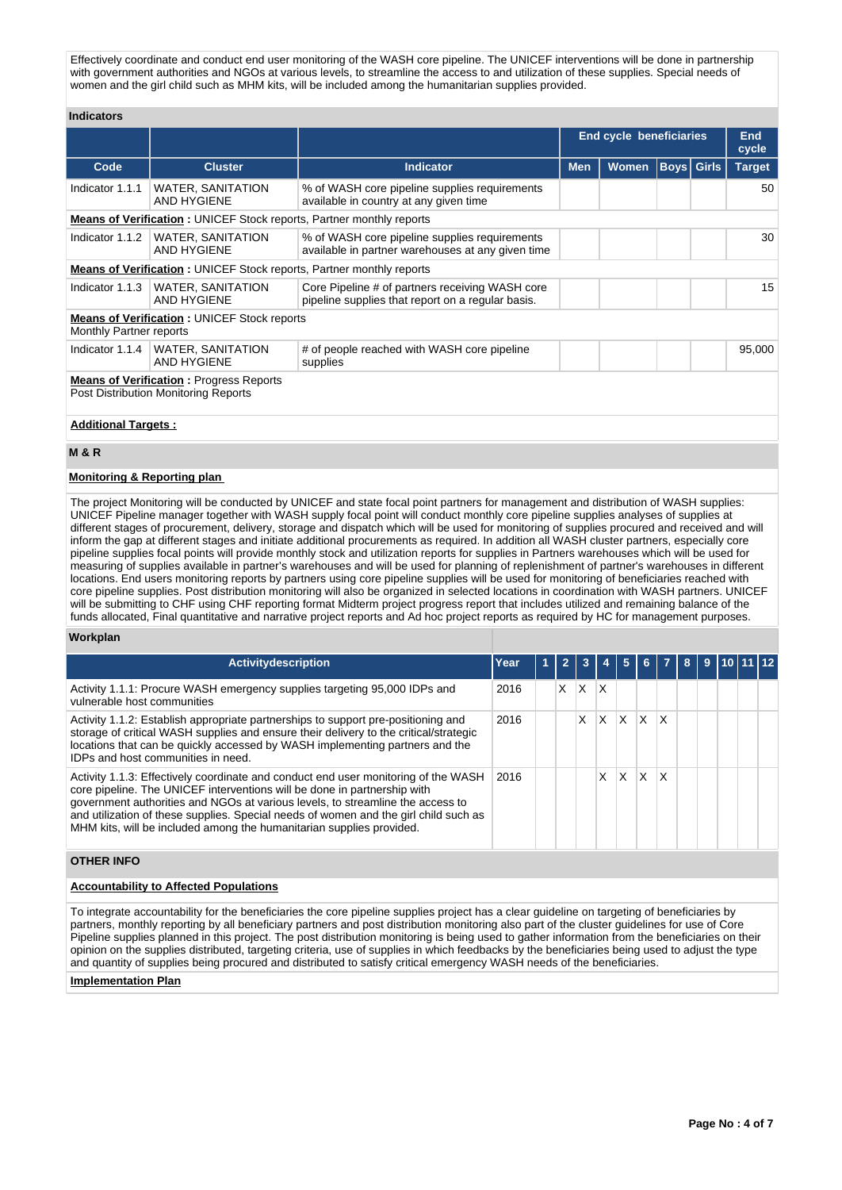Effectively coordinate and conduct end user monitoring of the WASH core pipeline. The UNICEF interventions will be done in partnership with government authorities and NGOs at various levels, to streamline the access to and utilization of these supplies. Special needs of women and the girl child such as MHM kits, will be included among the humanitarian supplies provided.

### Indicators

| | | | End cycle beneficiaries | | | | End cycle |
|---|---|---|---|---|---|---|---|
| **Code** | **Cluster** | **Indicator** | **Men** | **Women** | **Boys** | **Girls** | **Target** |
| Indicator 1.1.1 | WATER, SANITATION AND HYGIENE | % of WASH core pipeline supplies requirements available in country at any given time | | | | | 50 |
| **Means of Verification :** UNICEF Stock reports, Partner monthly reports | | | | | | | |
| Indicator 1.1.2 | WATER, SANITATION AND HYGIENE | % of WASH core pipeline supplies requirements available in partner warehouses at any given time | | | | | 30 |
| **Means of Verification :** UNICEF Stock reports, Partner monthly reports | | | | | | | |
| Indicator 1.1.3 | WATER, SANITATION AND HYGIENE | Core Pipeline # of partners receiving WASH core pipeline supplies that report on a regular basis. | | | | | 15 |
| **Means of Verification :** UNICEF Stock reports Monthly Partner reports | | | | | | | |
| Indicator 1.1.4 | WATER, SANITATION AND HYGIENE | # of people reached with WASH core pipeline supplies | | | | | 95,000 |
| **Means of Verification :** Progress Reports Post Distribution Monitoring Reports | | | | | | | |

**Additional Targets :**

## M & R

**Monitoring & Reporting plan**

The project Monitoring will be conducted by UNICEF and state focal point partners for management and distribution of WASH supplies: UNICEF Pipeline manager together with WASH supply focal point will conduct monthly core pipeline supplies analyses of supplies at different stages of procurement, delivery, storage and dispatch which will be used for monitoring of supplies procured and received and will inform the gap at different stages and initiate additional procurements as required. In addition all WASH cluster partners, especially core pipeline supplies focal points will provide monthly stock and utilization reports for supplies in Partners warehouses which will be used for measuring of supplies available in partner's warehouses and will be used for planning of replenishment of partner's warehouses in different locations. End users monitoring reports by partners using core pipeline supplies will be used for monitoring of beneficiaries reached with core pipeline supplies. Post distribution monitoring will also be organized in selected locations in coordination with WASH partners. UNICEF will be submitting to CHF using CHF reporting format Midterm project progress report that includes utilized and remaining balance of the funds allocated, Final quantitative and narrative project reports and Ad hoc project reports as required by HC for management purposes.

### Workplan

| Activitydescription | Year | 1 | 2 | 3 | 4 | 5 | 6 | 7 | 8 | 9 | 10 | 11 | 12 |
|---|---|---|---|---|---|---|---|---|---|---|---|---|---|
| Activity 1.1.1: Procure WASH emergency supplies targeting 95,000 IDPs and vulnerable host communities | 2016 | | X | X | X | | | | | | | | |
| Activity 1.1.2: Establish appropriate partnerships to support pre-positioning and storage of critical WASH supplies and ensure their delivery to the critical/strategic locations that can be quickly accessed by WASH implementing partners and the IDPs and host communities in need. | 2016 | | | X | X | X | X | X | | | | | |
| Activity 1.1.3: Effectively coordinate and conduct end user monitoring of the WASH core pipeline. The UNICEF interventions will be done in partnership with government authorities and NGOs at various levels, to streamline the access to and utilization of these supplies. Special needs of women and the girl child such as MHM kits, will be included among the humanitarian supplies provided. | 2016 | | | | X | X | X | X | | | | | |

## OTHER INFO

**Accountability to Affected Populations**

To integrate accountability for the beneficiaries the core pipeline supplies project has a clear guideline on targeting of beneficiaries by partners, monthly reporting by all beneficiary partners and post distribution monitoring also part of the cluster guidelines for use of Core Pipeline supplies planned in this project. The post distribution monitoring is being used to gather information from the beneficiaries on their opinion on the supplies distributed, targeting criteria, use of supplies in which feedbacks by the beneficiaries being used to adjust the type and quantity of supplies being procured and distributed to satisfy critical emergency WASH needs of the beneficiaries.

**Implementation Plan**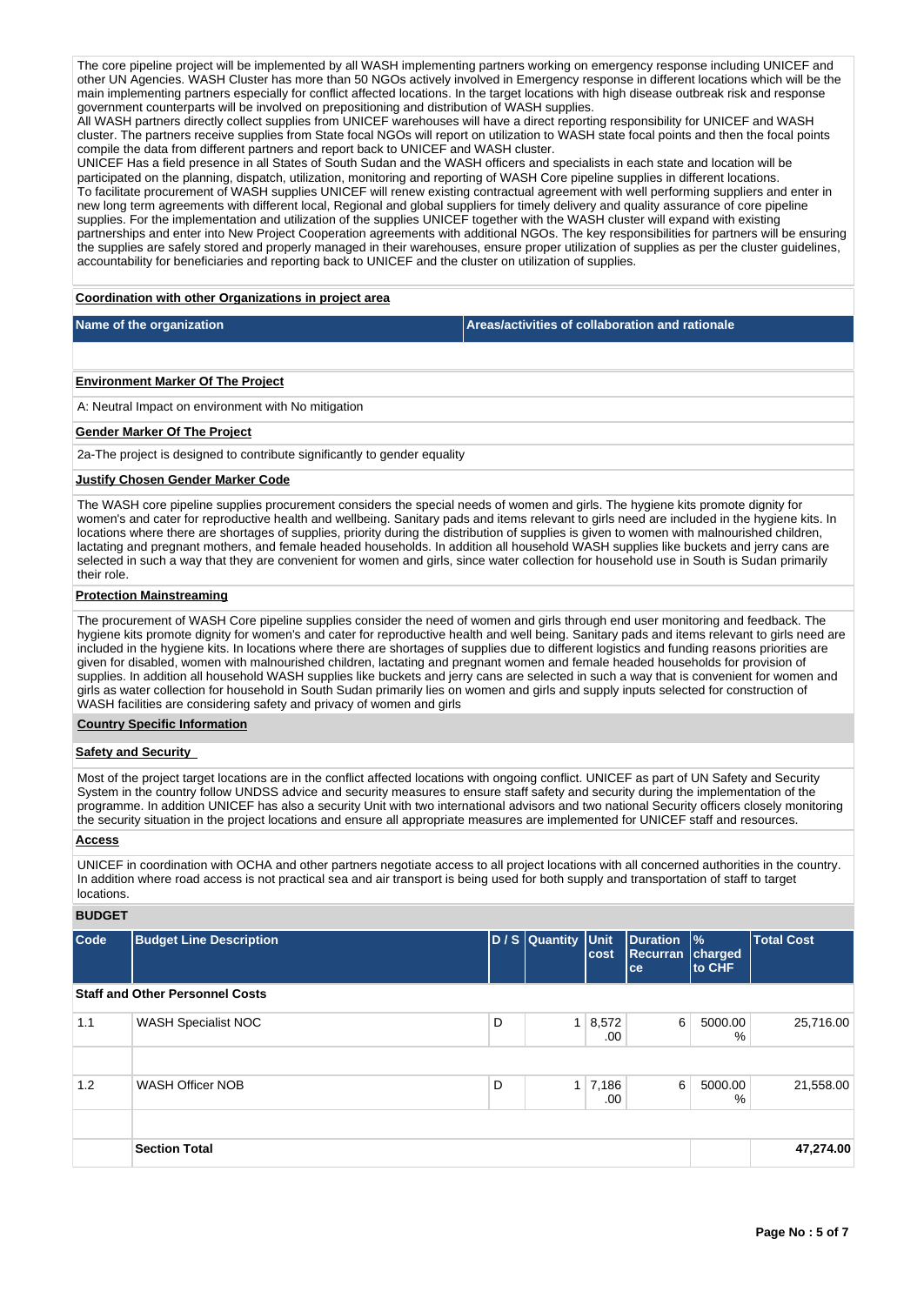The core pipeline project will be implemented by all WASH implementing partners working on emergency response including UNICEF and other UN Agencies. WASH Cluster has more than 50 NGOs actively involved in Emergency response in different locations which will be the main implementing partners especially for conflict affected locations. In the target locations with high disease outbreak risk and response government counterparts will be involved on prepositioning and distribution of WASH supplies.
All WASH partners directly collect supplies from UNICEF warehouses will have a direct reporting responsibility for UNICEF and WASH cluster. The partners receive supplies from State focal NGOs will report on utilization to WASH state focal points and then the focal points compile the data from different partners and report back to UNICEF and WASH cluster.
UNICEF Has a field presence in all States of South Sudan and the WASH officers and specialists in each state and location will be participated on the planning, dispatch, utilization, monitoring and reporting of WASH Core pipeline supplies in different locations.
To facilitate procurement of WASH supplies UNICEF will renew existing contractual agreement with well performing suppliers and enter in new long term agreements with different local, Regional and global suppliers for timely delivery and quality assurance of core pipeline supplies. For the implementation and utilization of the supplies UNICEF together with the WASH cluster will expand with existing partnerships and enter into New Project Cooperation agreements with additional NGOs. The key responsibilities for partners will be ensuring the supplies are safely stored and properly managed in their warehouses, ensure proper utilization of supplies as per the cluster guidelines, accountability for beneficiaries and reporting back to UNICEF and the cluster on utilization of supplies.

**Coordination with other Organizations in project area**

| Name of the organization | Areas/activities of collaboration and rationale |
|---|---|
| | |

**Environment Marker Of The Project**

A: Neutral Impact on environment with No mitigation

**Gender Marker Of The Project**

2a-The project is designed to contribute significantly to gender equality

**Justify Chosen Gender Marker Code**

The WASH core pipeline supplies procurement considers the special needs of women and girls. The hygiene kits promote dignity for women's and cater for reproductive health and wellbeing. Sanitary pads and items relevant to girls need are included in the hygiene kits. In locations where there are shortages of supplies, priority during the distribution of supplies is given to women with malnourished children, lactating and pregnant mothers, and female headed households. In addition all household WASH supplies like buckets and jerry cans are selected in such a way that they are convenient for women and girls, since water collection for household use in South is Sudan primarily their role.

**Protection Mainstreaming**

The procurement of WASH Core pipeline supplies consider the need of women and girls through end user monitoring and feedback. The hygiene kits promote dignity for women's and cater for reproductive health and well being. Sanitary pads and items relevant to girls need are included in the hygiene kits. In locations where there are shortages of supplies due to different logistics and funding reasons priorities are given for disabled, women with malnourished children, lactating and pregnant women and female headed households for provision of supplies. In addition all household WASH supplies like buckets and jerry cans are selected in such a way that is convenient for women and girls as water collection for household in South Sudan primarily lies on women and girls and supply inputs selected for construction of WASH facilities are considering safety and privacy of women and girls

**Country Specific Information**

**Safety and Security**

Most of the project target locations are in the conflict affected locations with ongoing conflict. UNICEF as part of UN Safety and Security System in the country follow UNDSS advice and security measures to ensure staff safety and security during the implementation of the programme. In addition UNICEF has also a security Unit with two international advisors and two national Security officers closely monitoring the security situation in the project locations and ensure all appropriate measures are implemented for UNICEF staff and resources.

**Access**

UNICEF in coordination with OCHA and other partners negotiate access to all project locations with all concerned authorities in the country. In addition where road access is not practical sea and air transport is being used for both supply and transportation of staff to target locations.

**BUDGET**

| Code | Budget Line Description | D / S | Quantity | Unit cost | Duration Recurrance | % charged to CHF | Total Cost |
|---|---|---|---|---|---|---|---|
| **Staff and Other Personnel Costs** | | | | | | | |
| 1.1 | WASH Specialist NOC | D | 1 | 8,572.00 | 6 | 5000.00 % | 25,716.00 |
| | | | | | | | |
| 1.2 | WASH Officer NOB | D | 1 | 7,186.00 | 6 | 5000.00 % | 21,558.00 |
| | | | | | | | |
| | **Section Total** | | | | | | **47,274.00** |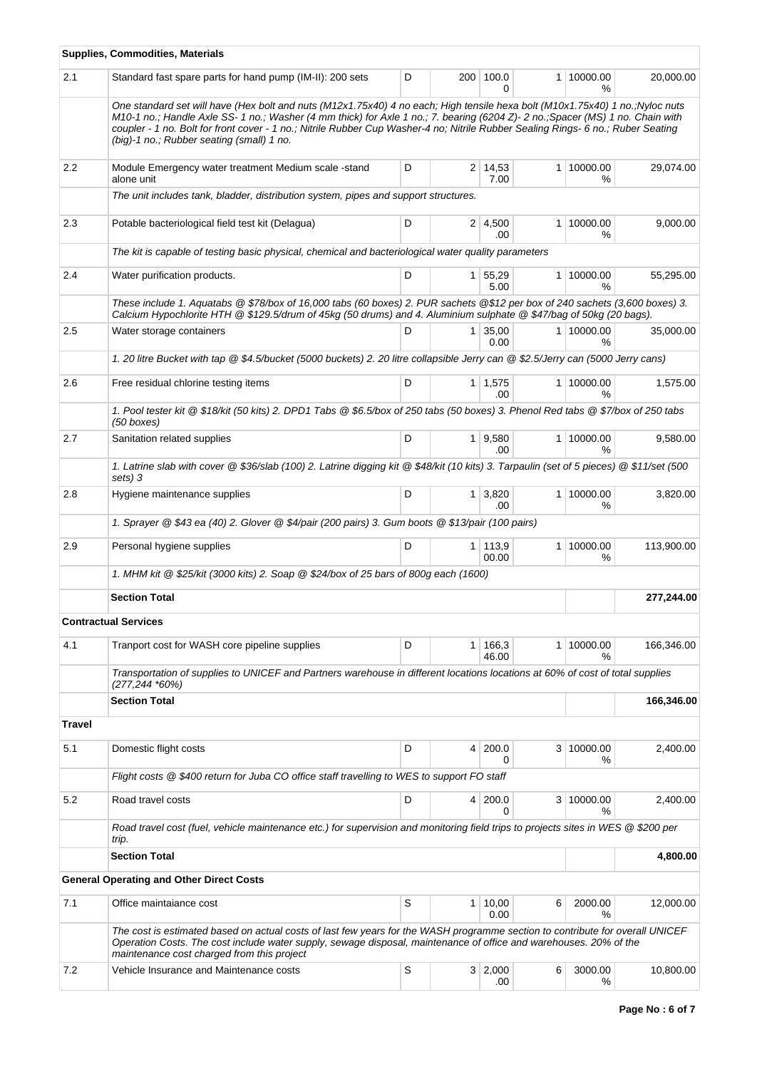| | | | | | | | |
|---|---|---|---|---|---|---|---|
| **Supplies, Commodities, Materials** | | | | | | | |
| 2.1 | Standard fast spare parts for hand pump (IM-II): 200 sets | D | 200 | 100.00 | 1 | 10000.00 % | 20,000.00 |
| | *One standard set will have (Hex bolt and nuts (M12x1.75x40) 4 no each; High tensile hexa bolt (M10x1.75x40) 1 no.;Nyloc nuts M10-1 no.; Handle Axle SS- 1 no.; Washer (4 mm thick) for Axle 1 no.; 7. bearing (6204 Z)- 2 no.;Spacer (MS) 1 no. Chain with coupler - 1 no. Bolt for front cover - 1 no.; Nitrile Rubber Cup Washer-4 no; Nitrile Rubber Sealing Rings- 6 no.; Ruber Seating (big)-1 no.; Rubber seating (small) 1 no.* | | | | | | |
| 2.2 | Module Emergency water treatment Medium scale -stand alone unit | D | 2 | 14,537.00 | 1 | 10000.00 % | 29,074.00 |
| | *The unit includes tank, bladder, distribution system, pipes and support structures.* | | | | | | |
| 2.3 | Potable bacteriological field test kit (Delagua) | D | 2 | 4,500.00 | 1 | 10000.00 % | 9,000.00 |
| | *The kit is capable of testing basic physical, chemical and bacteriological water quality parameters* | | | | | | |
| 2.4 | Water purification products. | D | 1 | 55,295.00 | 1 | 10000.00 % | 55,295.00 |
| | *These include 1. Aquatabs @ $78/box of 16,000 tabs (60 boxes) 2. PUR sachets @$12 per box of 240 sachets (3,600 boxes) 3. Calcium Hypochlorite HTH @ $129.5/drum of 45kg (50 drums) and 4. Aluminium sulphate @ $47/bag of 50kg (20 bags).* | | | | | | |
| 2.5 | Water storage containers | D | 1 | 35,000.00 | 1 | 10000.00 % | 35,000.00 |
| | *1. 20 litre Bucket with tap @ $4.5/bucket (5000 buckets) 2. 20 litre collapsible Jerry can @ $2.5/Jerry can (5000 Jerry cans)* | | | | | | |
| 2.6 | Free residual chlorine testing items | D | 1 | 1,575.00 | 1 | 10000.00 % | 1,575.00 |
| | *1. Pool tester kit @ $18/kit (50 kits) 2. DPD1 Tabs @ $6.5/box of 250 tabs (50 boxes) 3. Phenol Red tabs @ $7/box of 250 tabs (50 boxes)* | | | | | | |
| 2.7 | Sanitation related supplies | D | 1 | 9,580.00 | 1 | 10000.00 % | 9,580.00 |
| | *1. Latrine slab with cover @ $36/slab (100) 2. Latrine digging kit @ $48/kit (10 kits) 3. Tarpaulin (set of 5 pieces) @ $11/set (500 sets) 3* | | | | | | |
| 2.8 | Hygiene maintenance supplies | D | 1 | 3,820.00 | 1 | 10000.00 % | 3,820.00 |
| | *1. Sprayer @ $43 ea (40) 2. Glover @ $4/pair (200 pairs) 3. Gum boots @ $13/pair (100 pairs)* | | | | | | |
| 2.9 | Personal hygiene supplies | D | 1 | 113,900.00 | 1 | 10000.00 % | 113,900.00 |
| | *1. MHM kit @ $25/kit (3000 kits) 2. Soap @ $24/box of 25 bars of 800g each (1600)* | | | | | | |
| | **Section Total** | | | | | | **277,244.00** |
| **Contractual Services** | | | | | | | |
| 4.1 | Tranport cost for WASH core pipeline supplies | D | 1 | 166,346.00 | 1 | 10000.00 % | 166,346.00 |
| | *Transportation of supplies to UNICEF and Partners warehouse in different locations locations at 60% of cost of total supplies (277,244 *60%)* | | | | | | |
| | **Section Total** | | | | | | **166,346.00** |
| **Travel** | | | | | | | |
| 5.1 | Domestic flight costs | D | 4 | 200.00 | 3 | 10000.00 % | 2,400.00 |
| | *Flight costs @ $400 return for Juba CO office staff travelling to WES to support FO staff* | | | | | | |
| 5.2 | Road travel costs | D | 4 | 200.00 | 3 | 10000.00 % | 2,400.00 |
| | *Road travel cost (fuel, vehicle maintenance etc.) for supervision and monitoring field trips to projects sites in WES @ $200 per trip.* | | | | | | |
| | **Section Total** | | | | | | **4,800.00** |
| **General Operating and Other Direct Costs** | | | | | | | |
| 7.1 | Office maintaiance cost | S | 1 | 10,000.00 | 6 | 2000.00 % | 12,000.00 |
| | *The cost is estimated based on actual costs of last few years for the WASH programme section to contribute for overall UNICEF Operation Costs. The cost include water supply, sewage disposal, maintenance of office and warehouses. 20% of the maintenance cost charged from this project* | | | | | | |
| 7.2 | Vehicle Insurance and Maintenance costs | S | 3 | 2,000.00 | 6 | 3000.00 % | 10,800.00 |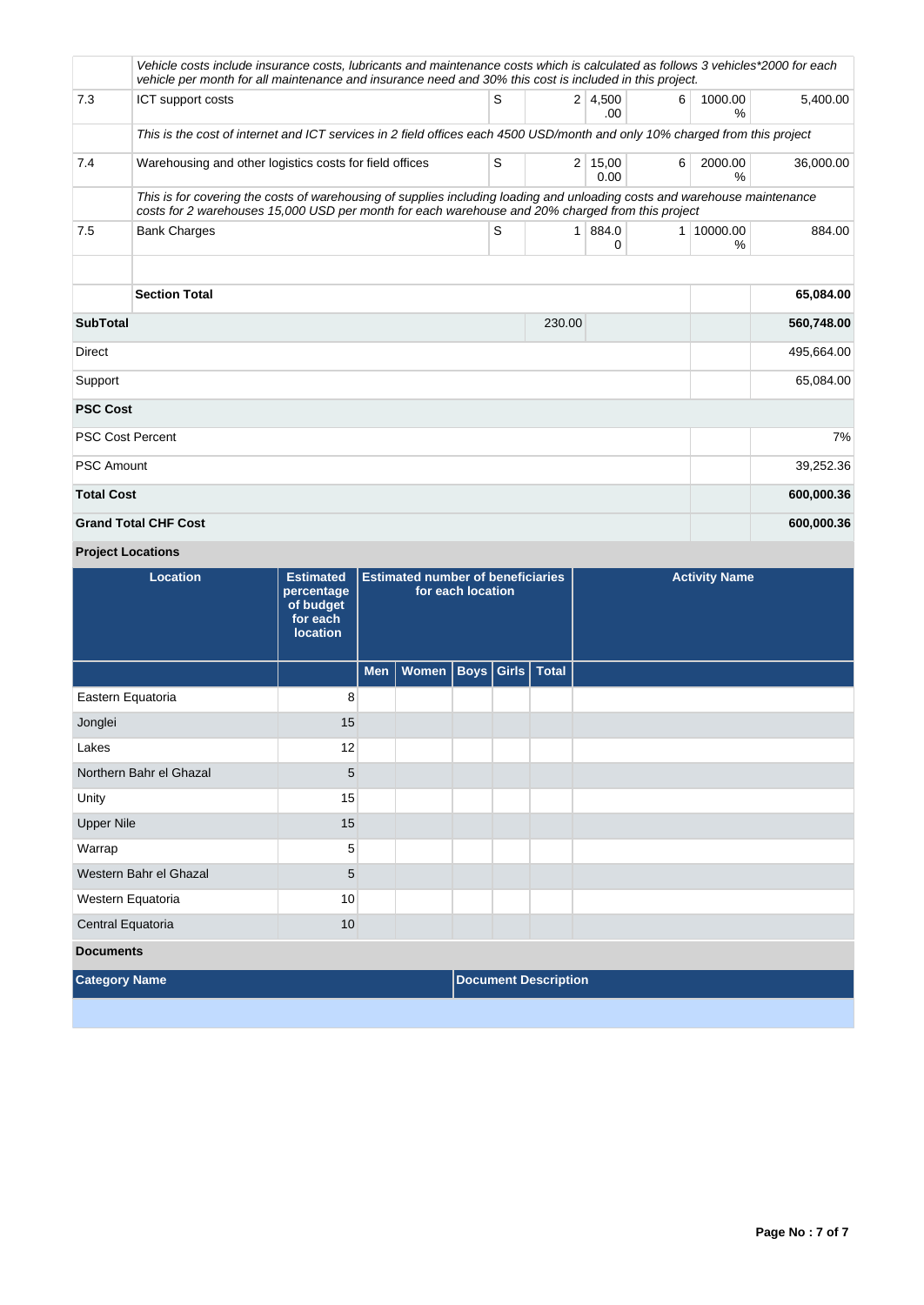| | | | | | | | |
|---|---|---|---|---|---|---|---|
| | *Vehicle costs include insurance costs, lubricants and maintenance costs which is calculated as follows 3 vehicles*2000 for each vehicle per month for all maintenance and insurance need and 30% this cost is included in this project.* | | | | | | |
| 7.3 | ICT support costs | S | 2 | 4,500.00 | 6 | 1000.00 % | 5,400.00 |
| | *This is the cost of internet and ICT services in 2 field offices each 4500 USD/month and only 10% charged from this project* | | | | | | |
| 7.4 | Warehousing and other logistics costs for field offices | S | 2 | 15,000.00 | 6 | 2000.00 % | 36,000.00 |
| | *This is for covering the costs of warehousing of supplies including loading and unloading costs and warehouse maintenance costs for 2 warehouses 15,000 USD per month for each warehouse and 20% charged from this project* | | | | | | |
| 7.5 | Bank Charges | S | 1 | 884.00 | 1 | 10000.00 % | 884.00 |
| | | | | | | | |
| | **Section Total** | | | | | | **65,084.00** |
| **SubTotal** | | | 230.00 | | | | **560,748.00** |
| Direct | | | | | | | 495,664.00 |
| Support | | | | | | | 65,084.00 |
| **PSC Cost** | | | | | | | |
| PSC Cost Percent | | | | | | | 7% |
| PSC Amount | | | | | | | 39,252.36 |
| **Total Cost** | | | | | | | **600,000.36** |
| **Grand Total CHF Cost** | | | | | | | **600,000.36** |

**Project Locations**

| Location | Estimated percentage of budget for each location | Estimated number of beneficiaries for each location | | | | | Activity Name |
|---|---|---|---|---|---|---|---|
| | | Men | Women | Boys | Girls | Total | |
| Eastern Equatoria | 8 | | | | | | |
| Jonglei | 15 | | | | | | |
| Lakes | 12 | | | | | | |
| Northern Bahr el Ghazal | 5 | | | | | | |
| Unity | 15 | | | | | | |
| Upper Nile | 15 | | | | | | |
| Warrap | 5 | | | | | | |
| Western Bahr el Ghazal | 5 | | | | | | |
| Western Equatoria | 10 | | | | | | |
| Central Equatoria | 10 | | | | | | |

**Documents**

| Category Name | Document Description |
|---|---|
| | |